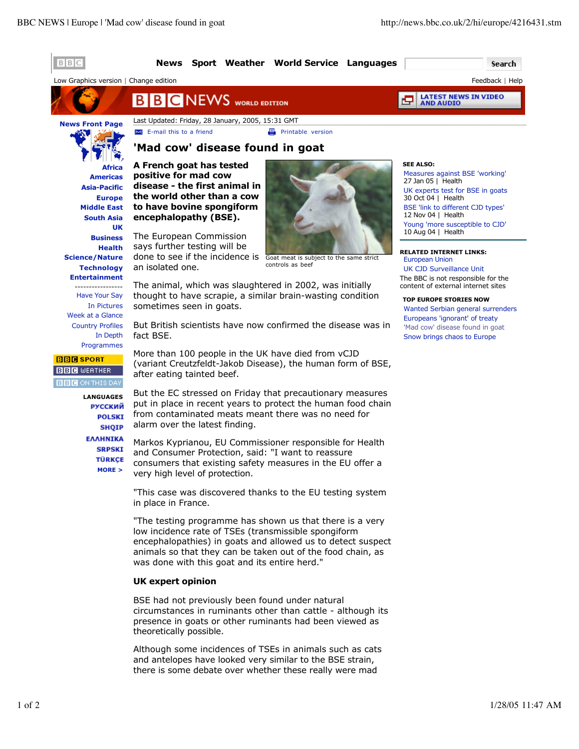Last Updated: Friday, 28 January, 2005, 15:31 GMT

E-mail this to a friend | Printable version

# 'Mad cow' disease found in goat

**A French goat has tested positive for mad cow disease - the first animal in the world other than a cow to have bovine spongiform encephalopathy (BSE).**

Goat meat is subject to the same strict controls as beef

The European Commission says further testing will be done to see if the incidence is an isolated one.

The animal, which was slaughtered in 2002, was initially thought to have scrapie, a similar brain-wasting condition sometimes seen in goats.

But British scientists have now confirmed the disease was in fact BSE.

More than 100 people in the UK have died from vCJD (variant Creutzfeldt-Jakob Disease), the human form of BSE, after eating tainted beef.

But the EC stressed on Friday that precautionary measures put in place in recent years to protect the human food chain from contaminated meats meant there was no need for alarm over the latest finding.

Markos Kyprianou, EU Commissioner responsible for Health and Consumer Protection, said: "I want to reassure consumers that existing safety measures in the EU offer a very high level of protection.

"This case was discovered thanks to the EU testing system in place in France.

"The testing programme has shown us that there is a very low incidence rate of TSEs (transmissible spongiform encephalopathies) in goats and allowed us to detect suspect animals so that they can be taken out of the food chain, as was done with this goat and its entire herd."

**UK expert opinion**

BSE had not previously been found under natural circumstances in ruminants other than cattle - although its presence in goats or other ruminants had been viewed as theoretically possible.

Although some incidences of TSEs in animals such as cats and antelopes have looked very similar to the BSE strain, there is some debate over whether these really were mad

**SEE ALSO:**

- Measures against BSE 'working' 27 Jan 05 | Health
- UK experts test for BSE in goats 30 Oct 04 | Health
- BSE 'link to different CJD types' 12 Nov 04 | Health
- Young 'more susceptible to CJD' 10 Aug 04 | Health

**RELATED INTERNET LINKS:**

- European Union
- UK CJD Surveillance Unit

The BBC is not responsible for the content of external internet sites

**TOP EUROPE STORIES NOW**

- Wanted Serbian general surrenders
- Europeans 'ignorant' of treaty
- 'Mad cow' disease found in goat
- Snow brings chaos to Europe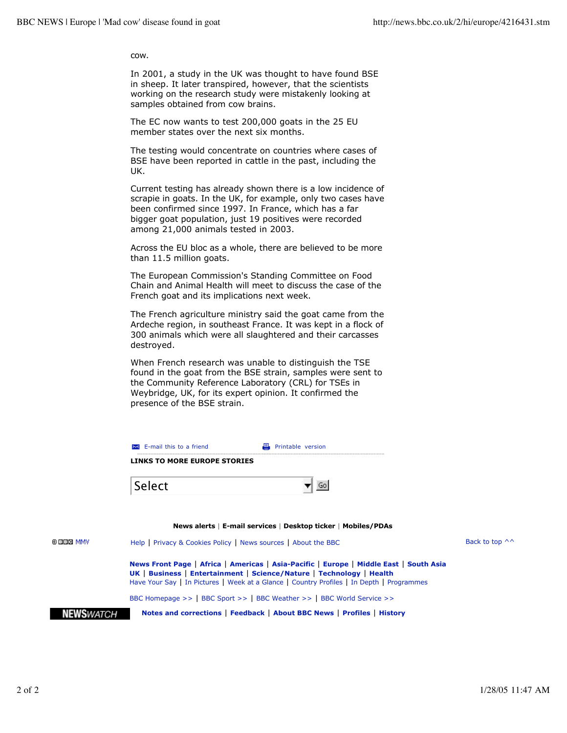cow.

In 2001, a study in the UK was thought to have found BSE in sheep. It later transpired, however, that the scientists working on the research study were mistakenly looking at samples obtained from cow brains.

The EC now wants to test 200,000 goats in the 25 EU member states over the next six months.

The testing would concentrate on countries where cases of BSE have been reported in cattle in the past, including the UK.

Current testing has already shown there is a low incidence of scrapie in goats. In the UK, for example, only two cases have been confirmed since 1997. In France, which has a far bigger goat population, just 19 positives were recorded among 21,000 animals tested in 2003.

Across the EU bloc as a whole, there are believed to be more than 11.5 million goats.

The European Commission's Standing Committee on Food Chain and Animal Health will meet to discuss the case of the French goat and its implications next week.

The French agriculture ministry said the goat came from the Ardeche region, in southeast France. It was kept in a flock of 300 animals which were all slaughtered and their carcasses destroyed.

When French research was unable to distinguish the TSE found in the goat from the BSE strain, samples were sent to the Community Reference Laboratory (CRL) for TSEs in Weybridge, UK, for its expert opinion. It confirmed the presence of the BSE strain.

E-mail this to a friend | Printable version

**LINKS TO MORE EUROPE STORIES**

Select | Go

**News alerts** | **E-mail services** | **Desktop ticker** | **Mobiles/PDAs**

© BBC MMV

Help | Privacy & Cookies Policy | News sources | About the BBC

Back to top ^^

**News Front Page** | **Africa** | **Americas** | **Asia-Pacific** | **Europe** | **Middle East** | **South Asia**
**UK** | **Business** | **Entertainment** | **Science/Nature** | **Technology** | **Health**
Have Your Say | In Pictures | Week at a Glance | Country Profiles | In Depth | Programmes

BBC Homepage >> | BBC Sport >> | BBC Weather >> | BBC World Service >>

NEWSWATCH **Notes and corrections** | **Feedback** | **About BBC News** | **Profiles** | **History**